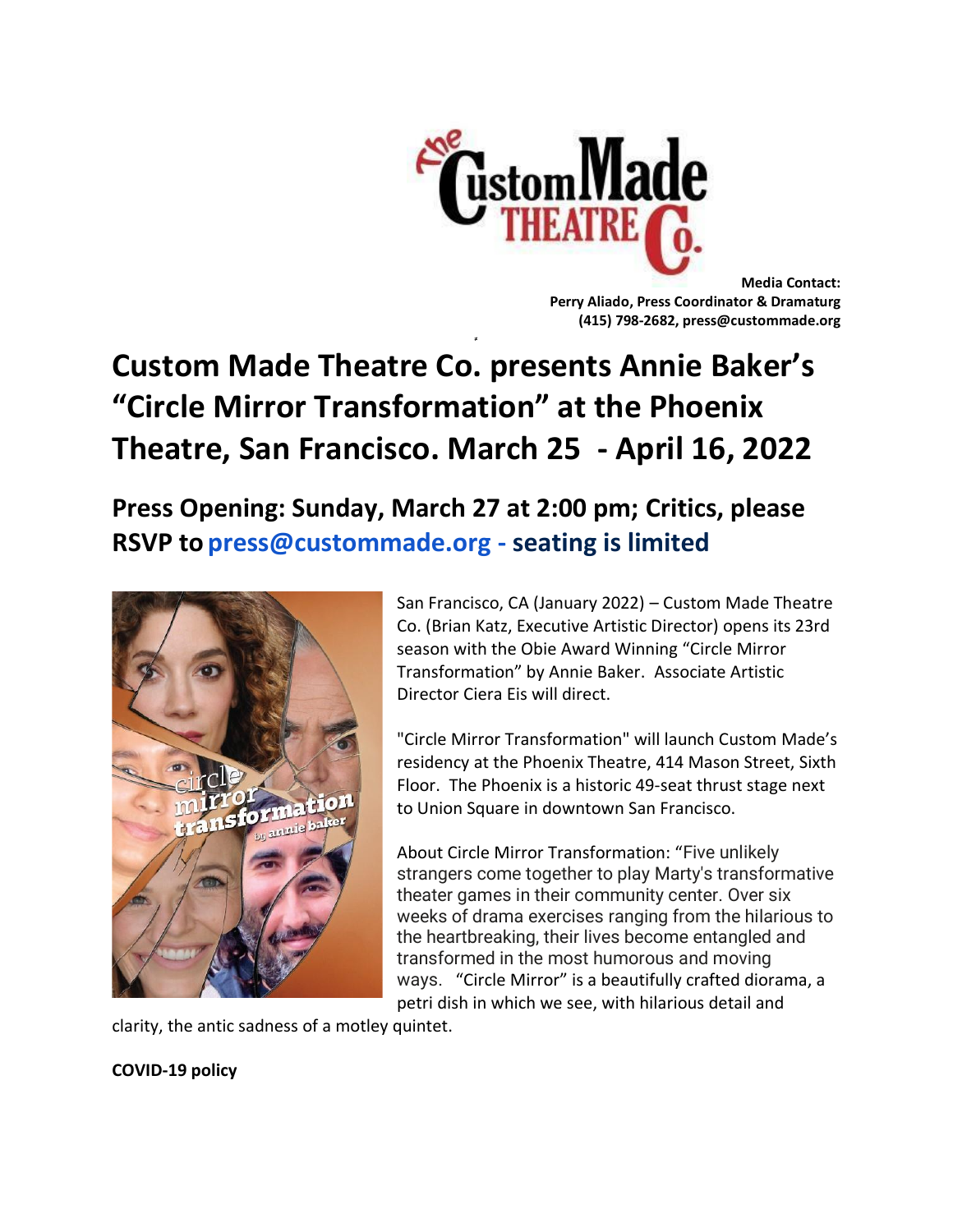**Media Contact:**
**Perry Aliado, Press Coordinator & Dramaturg**
**(415) 798-2682, press@custommade.org**

# Custom Made Theatre Co. presents Annie Baker's "Circle Mirror Transformation" at the Phoenix Theatre, San Francisco. March 25 - April 16, 2022

## Press Opening: Sunday, March 27 at 2:00 pm; Critics, please RSVP to press@custommade.org - seating is limited

San Francisco, CA (January 2022) – Custom Made Theatre Co. (Brian Katz, Executive Artistic Director) opens its 23rd season with the Obie Award Winning "Circle Mirror Transformation" by Annie Baker. Associate Artistic Director Ciera Eis will direct.

"Circle Mirror Transformation" will launch Custom Made's residency at the Phoenix Theatre, 414 Mason Street, Sixth Floor. The Phoenix is a historic 49-seat thrust stage next to Union Square in downtown San Francisco.

About Circle Mirror Transformation: "Five unlikely strangers come together to play Marty's transformative theater games in their community center. Over six weeks of drama exercises ranging from the hilarious to the heartbreaking, their lives become entangled and transformed in the most humorous and moving ways. "Circle Mirror" is a beautifully crafted diorama, a petri dish in which we see, with hilarious detail and clarity, the antic sadness of a motley quintet.

**COVID-19 policy**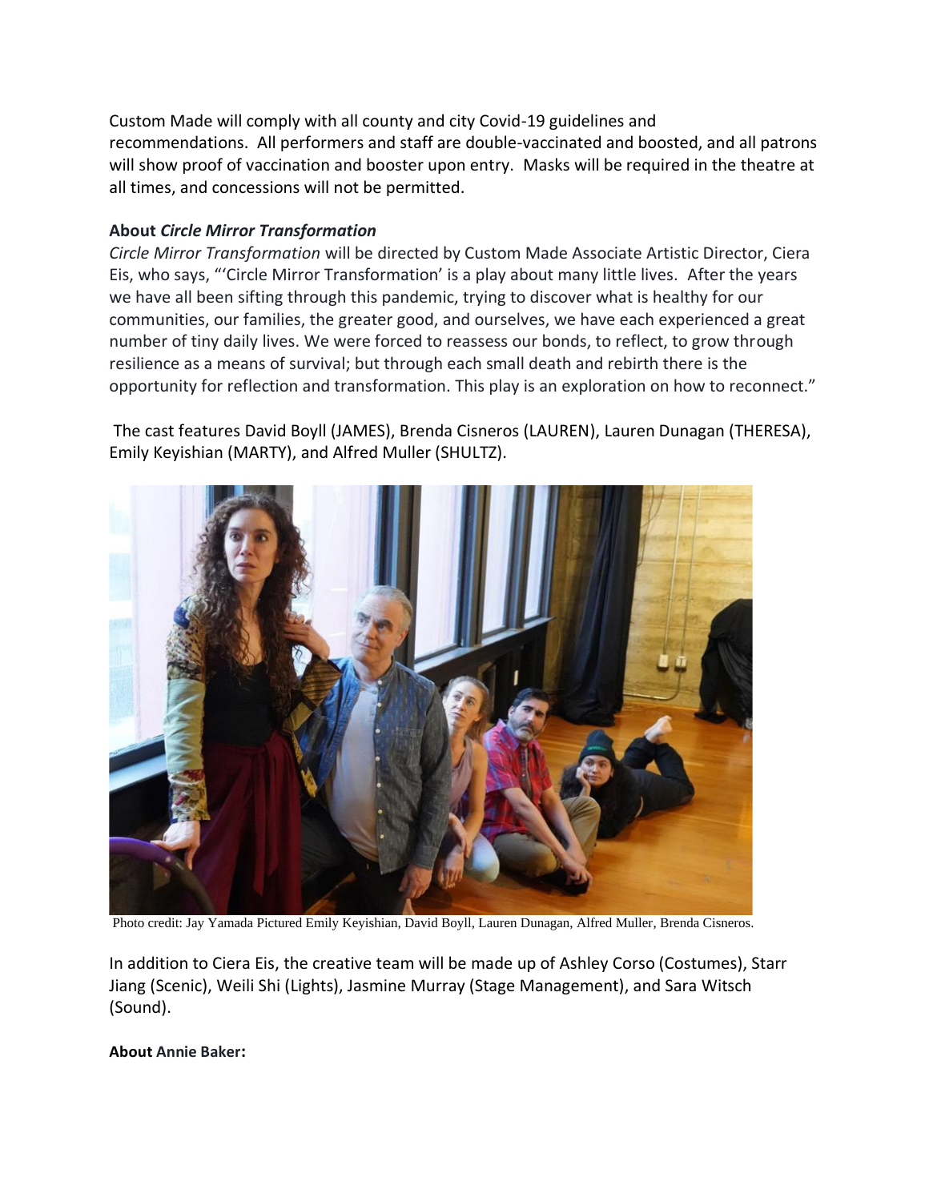Custom Made will comply with all county and city Covid-19 guidelines and recommendations. All performers and staff are double-vaccinated and boosted, and all patrons will show proof of vaccination and booster upon entry. Masks will be required in the theatre at all times, and concessions will not be permitted.

**About *Circle Mirror Transformation***

*Circle Mirror Transformation* will be directed by Custom Made Associate Artistic Director, Ciera Eis, who says, "'Circle Mirror Transformation' is a play about many little lives. After the years we have all been sifting through this pandemic, trying to discover what is healthy for our communities, our families, the greater good, and ourselves, we have each experienced a great number of tiny daily lives. We were forced to reassess our bonds, to reflect, to grow through resilience as a means of survival; but through each small death and rebirth there is the opportunity for reflection and transformation. This play is an exploration on how to reconnect."

The cast features David Boyll (JAMES), Brenda Cisneros (LAUREN), Lauren Dunagan (THERESA), Emily Keyishian (MARTY), and Alfred Muller (SHULTZ).

Photo credit: Jay Yamada Pictured Emily Keyishian, David Boyll, Lauren Dunagan, Alfred Muller, Brenda Cisneros.

In addition to Ciera Eis, the creative team will be made up of Ashley Corso (Costumes), Starr Jiang (Scenic), Weili Shi (Lights), Jasmine Murray (Stage Management), and Sara Witsch (Sound).

**About Annie Baker:**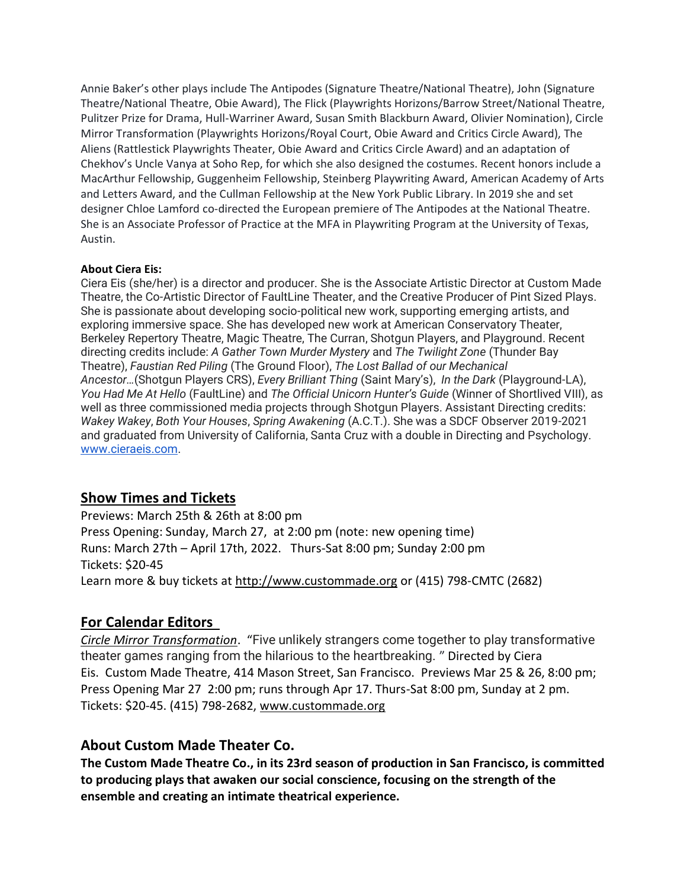Annie Baker's other plays include The Antipodes (Signature Theatre/National Theatre), John (Signature Theatre/National Theatre, Obie Award), The Flick (Playwrights Horizons/Barrow Street/National Theatre, Pulitzer Prize for Drama, Hull-Warriner Award, Susan Smith Blackburn Award, Olivier Nomination), Circle Mirror Transformation (Playwrights Horizons/Royal Court, Obie Award and Critics Circle Award), The Aliens (Rattlestick Playwrights Theater, Obie Award and Critics Circle Award) and an adaptation of Chekhov's Uncle Vanya at Soho Rep, for which she also designed the costumes. Recent honors include a MacArthur Fellowship, Guggenheim Fellowship, Steinberg Playwriting Award, American Academy of Arts and Letters Award, and the Cullman Fellowship at the New York Public Library. In 2019 she and set designer Chloe Lamford co-directed the European premiere of The Antipodes at the National Theatre. She is an Associate Professor of Practice at the MFA in Playwriting Program at the University of Texas, Austin.

**About Ciera Eis:**

Ciera Eis (she/her) is a director and producer. She is the Associate Artistic Director at Custom Made Theatre, the Co-Artistic Director of FaultLine Theater, and the Creative Producer of Pint Sized Plays. She is passionate about developing socio-political new work, supporting emerging artists, and exploring immersive space. She has developed new work at American Conservatory Theater, Berkeley Repertory Theatre, Magic Theatre, The Curran, Shotgun Players, and Playground. Recent directing credits include: *A Gather Town Murder Mystery* and *The Twilight Zone* (Thunder Bay Theatre), *Faustian Red Piling* (The Ground Floor), *The Lost Ballad of our Mechanical Ancestor…*(Shotgun Players CRS), *Every Brilliant Thing* (Saint Mary's), *In the Dark* (Playground-LA), *You Had Me At Hello* (FaultLine) and *The Official Unicorn Hunter's Guide* (Winner of Shortlived VIII), as well as three commissioned media projects through Shotgun Players. Assistant Directing credits: *Wakey Wakey*, *Both Your Houses*, *Spring Awakening* (A.C.T.). She was a SDCF Observer 2019-2021 and graduated from University of California, Santa Cruz with a double in Directing and Psychology. www.cieraeis.com.

## Show Times and Tickets

Previews: March 25th & 26th at 8:00 pm
Press Opening: Sunday, March 27, at 2:00 pm (note: new opening time)
Runs: March 27th – April 17th, 2022. Thurs-Sat 8:00 pm; Sunday 2:00 pm
Tickets: $20-45
Learn more & buy tickets at http://www.custommade.org or (415) 798-CMTC (2682)

## For Calendar Editors

*Circle Mirror Transformation*. "Five unlikely strangers come together to play transformative theater games ranging from the hilarious to the heartbreaking. " Directed by Ciera Eis. Custom Made Theatre, 414 Mason Street, San Francisco. Previews Mar 25 & 26, 8:00 pm; Press Opening Mar 27 2:00 pm; runs through Apr 17. Thurs-Sat 8:00 pm, Sunday at 2 pm. Tickets: $20-45. (415) 798-2682, www.custommade.org

## About Custom Made Theater Co.

**The Custom Made Theatre Co., in its 23rd season of production in San Francisco, is committed to producing plays that awaken our social conscience, focusing on the strength of the ensemble and creating an intimate theatrical experience.**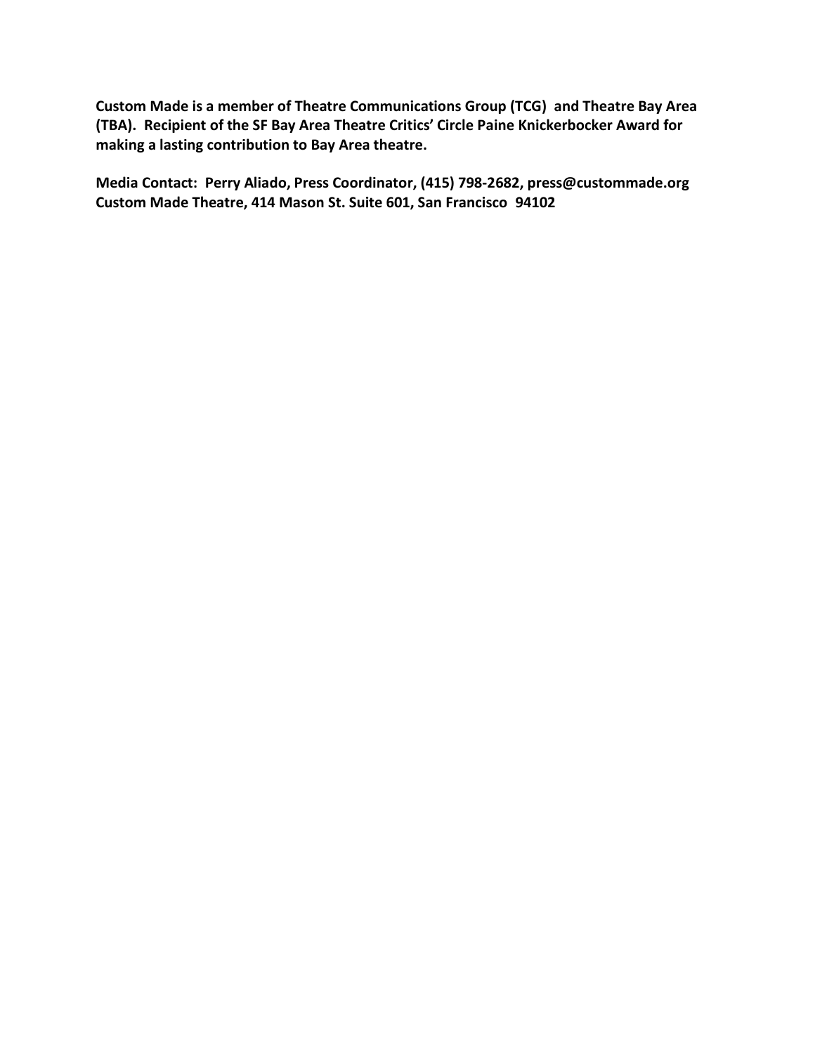**Custom Made is a member of Theatre Communications Group (TCG) and Theatre Bay Area (TBA). Recipient of the SF Bay Area Theatre Critics' Circle Paine Knickerbocker Award for making a lasting contribution to Bay Area theatre.**

**Media Contact: Perry Aliado, Press Coordinator, (415) 798-2682, press@custommade.org**
**Custom Made Theatre, 414 Mason St. Suite 601, San Francisco 94102**